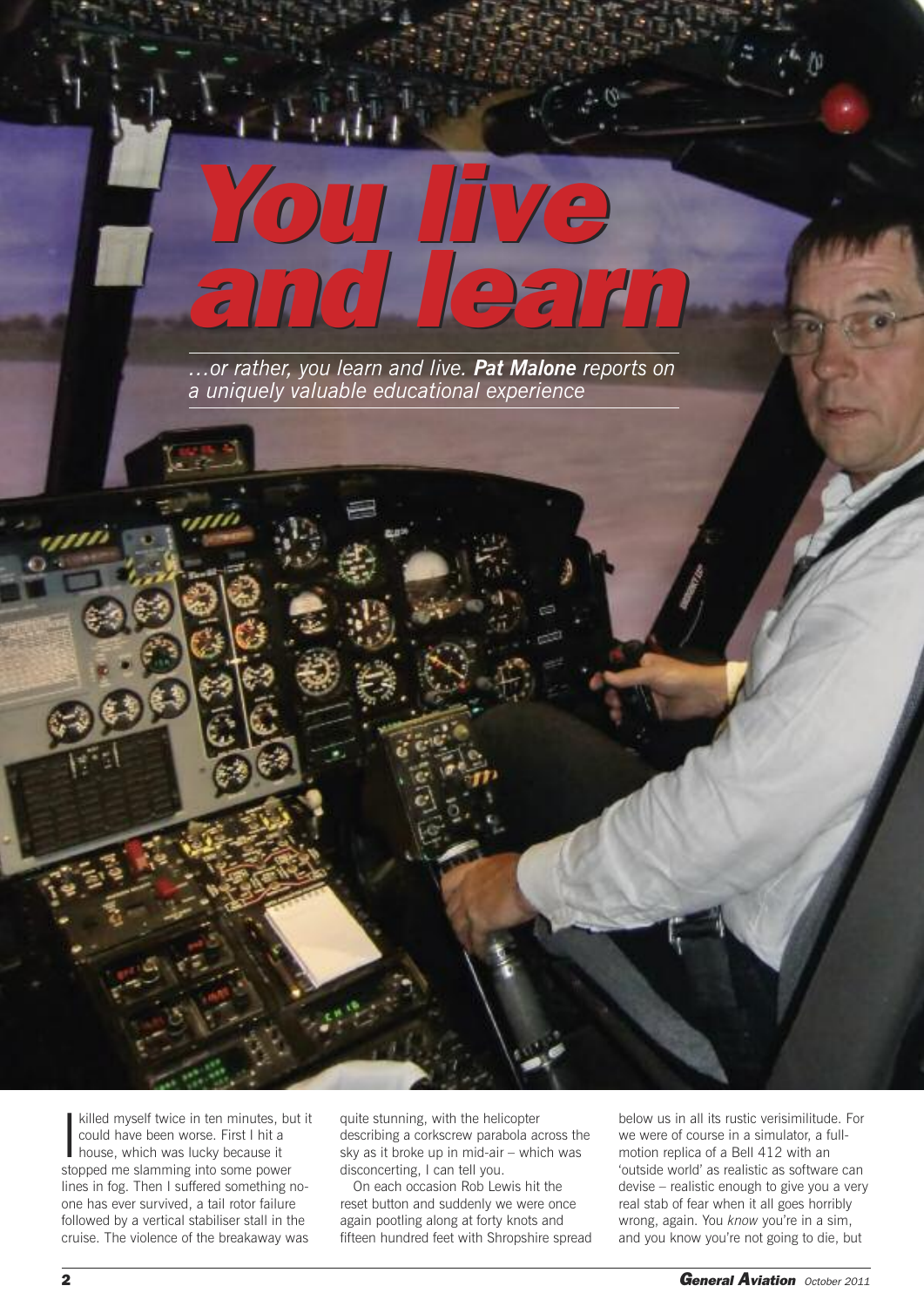# You live and learn

*...or rather, you learn and live.* ***Pat Malone*** *reports on a uniquely valuable educational experience*

I killed myself twice in ten minutes, but it could have been worse. First I hit a house, which was lucky because it stopped me slamming into some power lines in fog. Then I suffered something no-one has ever survived, a tail rotor failure followed by a vertical stabiliser stall in the cruise. The violence of the breakaway was quite stunning, with the helicopter describing a corkscrew parabola across the sky as it broke up in mid-air – which was disconcerting, I can tell you.

On each occasion Rob Lewis hit the reset button and suddenly we were once again pootling along at forty knots and fifteen hundred feet with Shropshire spread below us in all its rustic verisimilitude. For we were of course in a simulator, a full-motion replica of a Bell 412 with an 'outside world' as realistic as software can devise – realistic enough to give you a very real stab of fear when it all goes horribly wrong, again. You *know* you're in a sim, and you know you're not going to die, but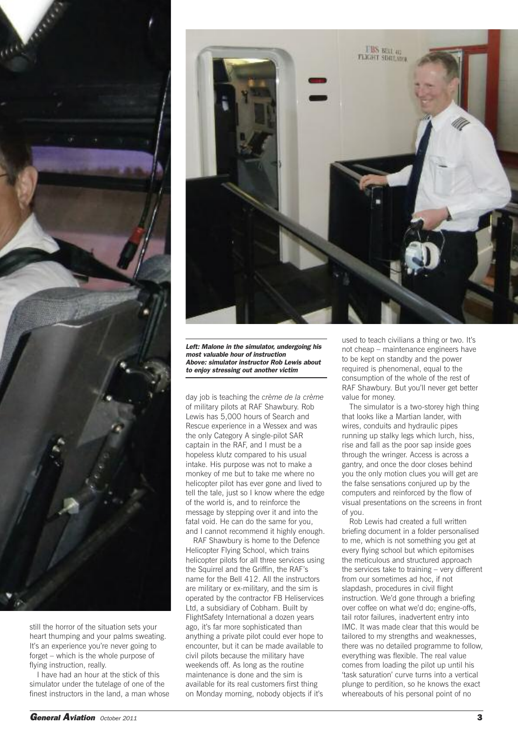*Left: Malone in the simulator, undergoing his most valuable hour of instruction*
*Above: simulator instructor Rob Lewis about to enjoy stressing out another victim*

still the horror of the situation sets your heart thumping and your palms sweating. It's an experience you're never going to forget – which is the whole purpose of flying instruction, really.

I have had an hour at the stick of this simulator under the tutelage of one of the finest instructors in the land, a man whose day job is teaching the *crème de la crème* of military pilots at RAF Shawbury. Rob Lewis has 5,000 hours of Search and Rescue experience in a Wessex and was the only Category A single-pilot SAR captain in the RAF, and I must be a hopeless klutz compared to his usual intake. His purpose was not to make a monkey of me but to take me where no helicopter pilot has ever gone and lived to tell the tale, just so I know where the edge of the world is, and to reinforce the message by stepping over it and into the fatal void. He can do the same for you, and I cannot recommend it highly enough.

RAF Shawbury is home to the Defence Helicopter Flying School, which trains helicopter pilots for all three services using the Squirrel and the Griffin, the RAF's name for the Bell 412. All the instructors are military or ex-military, and the sim is operated by the contractor FB Heliservices Ltd, a subsidiary of Cobham. Built by FlightSafety International a dozen years ago, it's far more sophisticated than anything a private pilot could ever hope to encounter, but it can be made available to civil pilots because the military have weekends off. As long as the routine maintenance is done and the sim is available for its real customers first thing on Monday morning, nobody objects if it's used to teach civilians a thing or two. It's not cheap – maintenance engineers have to be kept on standby and the power required is phenomenal, equal to the consumption of the whole of the rest of RAF Shawbury. But you'll never get better value for money.

The simulator is a two-storey high thing that looks like a Martian lander, with wires, conduits and hydraulic pipes running up stalky legs which lurch, hiss, rise and fall as the poor sap inside goes through the wringer. Access is across a gantry, and once the door closes behind you the only motion clues you will get are the false sensations conjured up by the computers and reinforced by the flow of visual presentations on the screens in front of you.

Rob Lewis had created a full written briefing document in a folder personalised to me, which is not something you get at every flying school but which epitomises the meticulous and structured approach the services take to training – very different from our sometimes ad hoc, if not slapdash, procedures in civil flight instruction. We'd gone through a briefing over coffee on what we'd do; engine-offs, tail rotor failures, inadvertent entry into IMC. It was made clear that this would be tailored to my strengths and weaknesses, there was no detailed programme to follow, everything was flexible. The real value comes from loading the pilot up until his 'task saturation' curve turns into a vertical plunge to perdition, so he knows the exact whereabouts of his personal point of no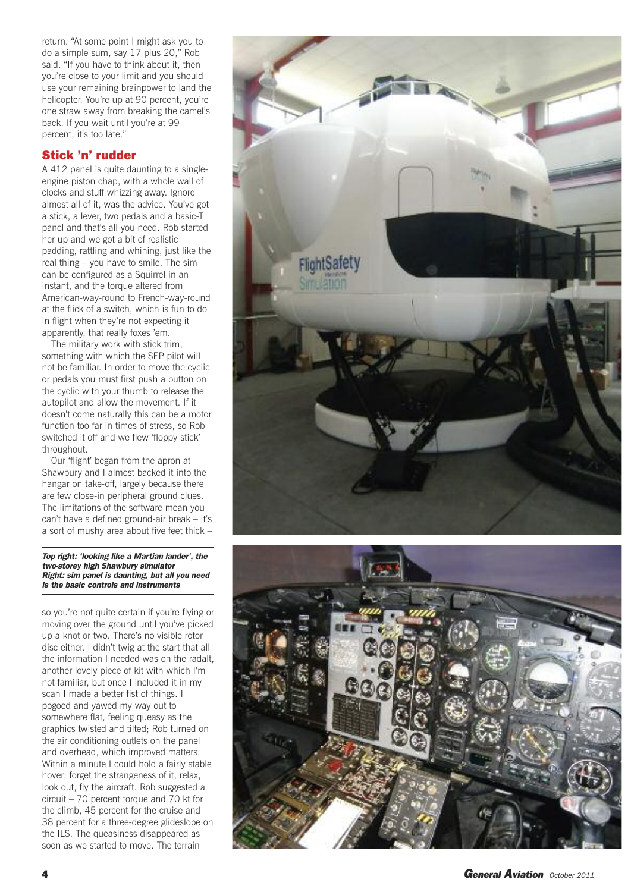return. "At some point I might ask you to do a simple sum, say 17 plus 20," Rob said. "If you have to think about it, then you're close to your limit and you should use your remaining brainpower to land the helicopter. You're up at 90 percent, you're one straw away from breaking the camel's back. If you wait until you're at 99 percent, it's too late."

## Stick 'n' rudder

A 412 panel is quite daunting to a single-engine piston chap, with a whole wall of clocks and stuff whizzing away. Ignore almost all of it, was the advice. You've got a stick, a lever, two pedals and a basic-T panel and that's all you need. Rob started her up and we got a bit of realistic padding, rattling and whining, just like the real thing – you have to smile. The sim can be configured as a Squirrel in an instant, and the torque altered from American-way-round to French-way-round at the flick of a switch, which is fun to do in flight when they're not expecting it apparently, that really foxes 'em.

The military work with stick trim, something with which the SEP pilot will not be familiar. In order to move the cyclic or pedals you must first push a button on the cyclic with your thumb to release the autopilot and allow the movement. If it doesn't come naturally this can be a motor function too far in times of stress, so Rob switched it off and we flew 'floppy stick' throughout.

Our 'flight' began from the apron at Shawbury and I almost backed it into the hangar on take-off, largely because there are few close-in peripheral ground clues. The limitations of the software mean you can't have a defined ground-air break – it's a sort of mushy area about five feet thick – so you're not quite certain if you're flying or moving over the ground until you've picked up a knot or two. There's no visible rotor disc either. I didn't twig at the start that all the information I needed was on the radalt, another lovely piece of kit with which I'm not familiar, but once I included it in my scan I made a better fist of things. I pogoed and yawed my way out to somewhere flat, feeling queasy as the graphics twisted and tilted; Rob turned on the air conditioning outlets on the panel and overhead, which improved matters. Within a minute I could hold a fairly stable hover; forget the strangeness of it, relax, look out, fly the aircraft. Rob suggested a circuit – 70 percent torque and 70 kt for the climb, 45 percent for the cruise and 38 percent for a three-degree glideslope on the ILS. The queasiness disappeared as soon as we started to move. The terrain

***Top right: 'looking like a Martian lander', the two-storey high Shawbury simulator***
***Right: sim panel is daunting, but all you need is the basic controls and instruments***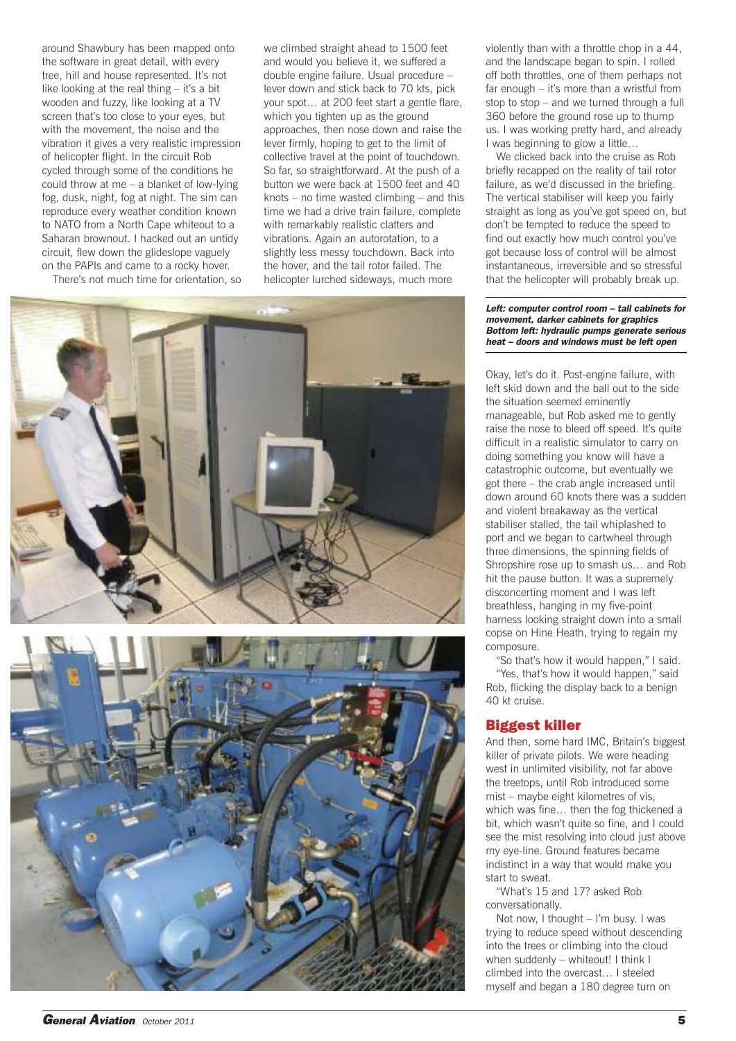around Shawbury has been mapped onto the software in great detail, with every tree, hill and house represented. It's not like looking at the real thing – it's a bit wooden and fuzzy, like looking at a TV screen that's too close to your eyes, but with the movement, the noise and the vibration it gives a very realistic impression of helicopter flight. In the circuit Rob cycled through some of the conditions he could throw at me – a blanket of low-lying fog, dusk, night, fog at night. The sim can reproduce every weather condition known to NATO from a North Cape whiteout to a Saharan brownout. I hacked out an untidy circuit, flew down the glideslope vaguely on the PAPIs and came to a rocky hover.

There's not much time for orientation, so we climbed straight ahead to 1500 feet and would you believe it, we suffered a double engine failure. Usual procedure – lever down and stick back to 70 kts, pick your spot… at 200 feet start a gentle flare, which you tighten up as the ground approaches, then nose down and raise the lever firmly, hoping to get to the limit of collective travel at the point of touchdown. So far, so straightforward. At the push of a button we were back at 1500 feet and 40 knots – no time wasted climbing – and this time we had a drive train failure, complete with remarkably realistic clatters and vibrations. Again an autorotation, to a slightly less messy touchdown. Back into the hover, and the tail rotor failed. The helicopter lurched sideways, much more violently than with a throttle chop in a 44, and the landscape began to spin. I rolled off both throttles, one of them perhaps not far enough – it's more than a wristful from stop to stop – and we turned through a full 360 before the ground rose up to thump us. I was working pretty hard, and already I was beginning to glow a little…

We clicked back into the cruise as Rob briefly recapped on the reality of tail rotor failure, as we'd discussed in the briefing. The vertical stabiliser will keep you fairly straight as long as you've got speed on, but don't be tempted to reduce the speed to find out exactly how much control you've got because loss of control will be almost instantaneous, irreversible and so stressful that the helicopter will probably break up.

***Left: computer control room – tall cabinets for movement, darker cabinets for graphics***
***Bottom left: hydraulic pumps generate serious heat – doors and windows must be left open***

Okay, let's do it. Post-engine failure, with left skid down and the ball out to the side the situation seemed eminently manageable, but Rob asked me to gently raise the nose to bleed off speed. It's quite difficult in a realistic simulator to carry on doing something you know will have a catastrophic outcome, but eventually we got there – the crab angle increased until down around 60 knots there was a sudden and violent breakaway as the vertical stabiliser stalled, the tail whiplashed to port and we began to cartwheel through three dimensions, the spinning fields of Shropshire rose up to smash us… and Rob hit the pause button. It was a supremely disconcerting moment and I was left breathless, hanging in my five-point harness looking straight down into a small copse on Hine Heath, trying to regain my composure.

"So that's how it would happen," I said.

"Yes, that's how it would happen," said Rob, flicking the display back to a benign 40 kt cruise.

## Biggest killer

And then, some hard IMC, Britain's biggest killer of private pilots. We were heading west in unlimited visibility, not far above the treetops, until Rob introduced some mist – maybe eight kilometres of vis, which was fine… then the fog thickened a bit, which wasn't quite so fine, and I could see the mist resolving into cloud just above my eye-line. Ground features became indistinct in a way that would make you start to sweat.

"What's 15 and 17? asked Rob conversationally.

Not now, I thought – I'm busy. I was trying to reduce speed without descending into the trees or climbing into the cloud when suddenly – whiteout! I think I climbed into the overcast… I steeled myself and began a 180 degree turn on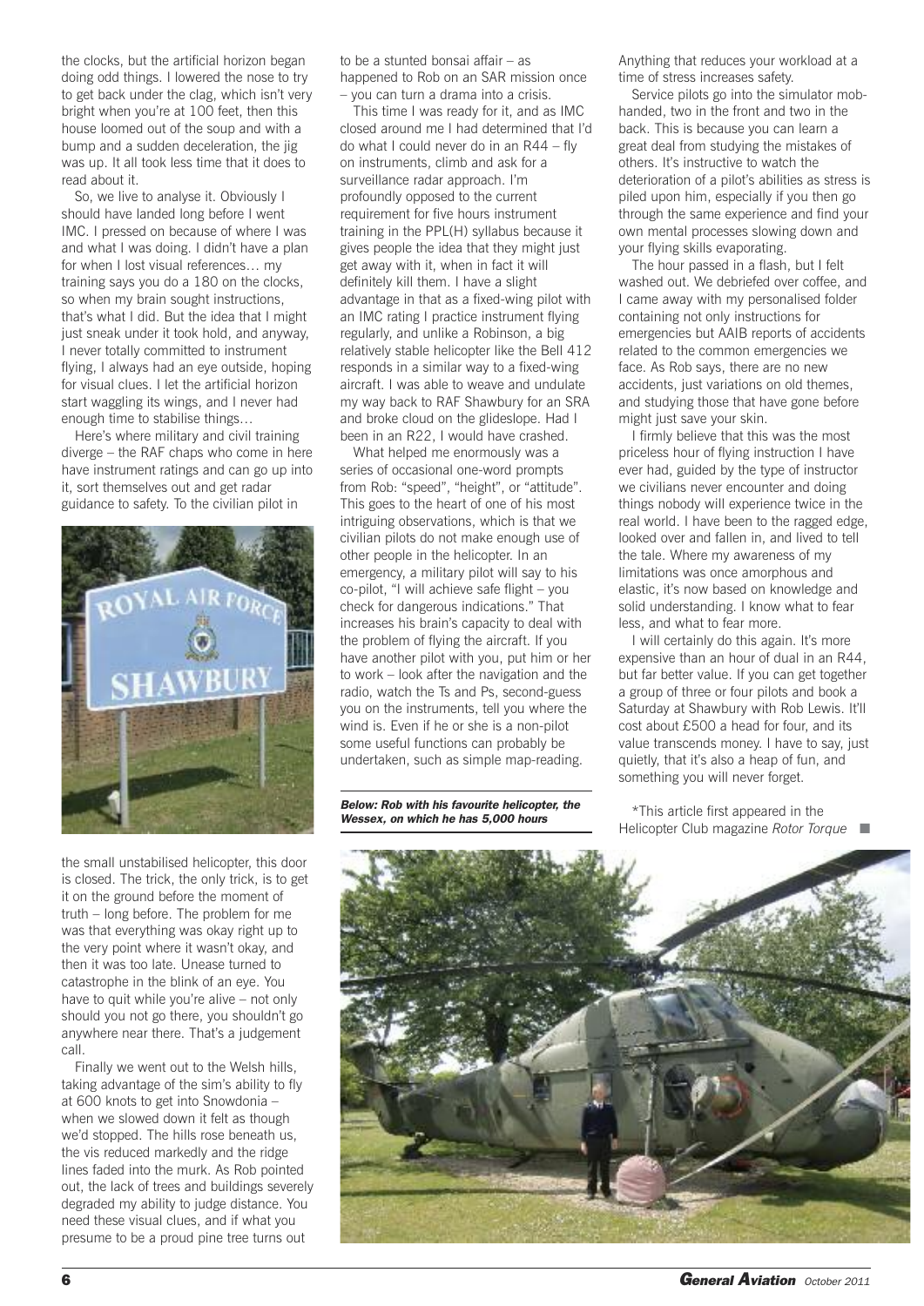the clocks, but the artificial horizon began doing odd things. I lowered the nose to try to get back under the clag, which isn't very bright when you're at 100 feet, then this house loomed out of the soup and with a bump and a sudden deceleration, the jig was up. It all took less time that it does to read about it.

So, we live to analyse it. Obviously I should have landed long before I went IMC. I pressed on because of where I was and what I was doing. I didn't have a plan for when I lost visual references… my training says you do a 180 on the clocks, so when my brain sought instructions, that's what I did. But the idea that I might just sneak under it took hold, and anyway, I never totally committed to instrument flying, I always had an eye outside, hoping for visual clues. I let the artificial horizon start waggling its wings, and I never had enough time to stabilise things…

Here's where military and civil training diverge – the RAF chaps who come in here have instrument ratings and can go up into it, sort themselves out and get radar guidance to safety. To the civilian pilot in the small unstabilised helicopter, this door is closed. The trick, the only trick, is to get it on the ground before the moment of truth – long before. The problem for me was that everything was okay right up to the very point where it wasn't okay, and then it was too late. Unease turned to catastrophe in the blink of an eye. You have to quit while you're alive – not only should you not go there, you shouldn't go anywhere near there. That's a judgement call.

Finally we went out to the Welsh hills, taking advantage of the sim's ability to fly at 600 knots to get into Snowdonia – when we slowed down it felt as though we'd stopped. The hills rose beneath us, the vis reduced markedly and the ridge lines faded into the murk. As Rob pointed out, the lack of trees and buildings severely degraded my ability to judge distance. You need these visual clues, and if what you presume to be a proud pine tree turns out to be a stunted bonsai affair – as happened to Rob on an SAR mission once – you can turn a drama into a crisis.

This time I was ready for it, and as IMC closed around me I had determined that I'd do what I could never do in an R44 – fly on instruments, climb and ask for a surveillance radar approach. I'm profoundly opposed to the current requirement for five hours instrument training in the PPL(H) syllabus because it gives people the idea that they might just get away with it, when in fact it will definitely kill them. I have a slight advantage in that as a fixed-wing pilot with an IMC rating I practice instrument flying regularly, and unlike a Robinson, a big relatively stable helicopter like the Bell 412 responds in a similar way to a fixed-wing aircraft. I was able to weave and undulate my way back to RAF Shawbury for an SRA and broke cloud on the glideslope. Had I been in an R22, I would have crashed.

What helped me enormously was a series of occasional one-word prompts from Rob: "speed", "height", or "attitude". This goes to the heart of one of his most intriguing observations, which is that we civilian pilots do not make enough use of other people in the helicopter. In an emergency, a military pilot will say to his co-pilot, "I will achieve safe flight – you check for dangerous indications." That increases his brain's capacity to deal with the problem of flying the aircraft. If you have another pilot with you, put him or her to work – look after the navigation and the radio, watch the Ts and Ps, second-guess you on the instruments, tell you where the wind is. Even if he or she is a non-pilot some useful functions can probably be undertaken, such as simple map-reading.

***Below: Rob with his favourite helicopter, the Wessex, on which he has 5,000 hours***

Anything that reduces your workload at a time of stress increases safety.

Service pilots go into the simulator mob-handed, two in the front and two in the back. This is because you can learn a great deal from studying the mistakes of others. It's instructive to watch the deterioration of a pilot's abilities as stress is piled upon him, especially if you then go through the same experience and find your own mental processes slowing down and your flying skills evaporating.

The hour passed in a flash, but I felt washed out. We debriefed over coffee, and I came away with my personalised folder containing not only instructions for emergencies but AAIB reports of accidents related to the common emergencies we face. As Rob says, there are no new accidents, just variations on old themes, and studying those that have gone before might just save your skin.

I firmly believe that this was the most priceless hour of flying instruction I have ever had, guided by the type of instructor we civilians never encounter and doing things nobody will experience twice in the real world. I have been to the ragged edge, looked over and fallen in, and lived to tell the tale. Where my awareness of my limitations was once amorphous and elastic, it's now based on knowledge and solid understanding. I know what to fear less, and what to fear more.

I will certainly do this again. It's more expensive than an hour of dual in an R44, but far better value. If you can get together a group of three or four pilots and book a Saturday at Shawbury with Rob Lewis. It'll cost about £500 a head for four, and its value transcends money. I have to say, just quietly, that it's also a heap of fun, and something you will never forget.

*This article first appeared in the Helicopter Club magazine *Rotor Torque* ■